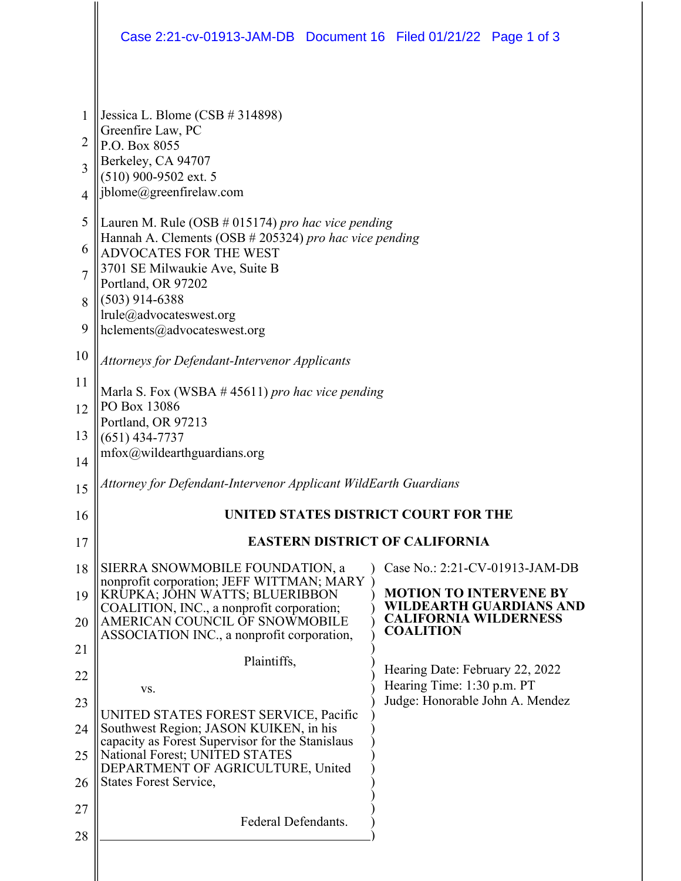Jessica L. Blome (CSB # 314898)
Greenfire Law, PC
P.O. Box 8055
Berkeley, CA 94707
(510) 900-9502 ext. 5
jblome@greenfirelaw.com

Lauren M. Rule (OSB # 015174) *pro hac vice pending*
Hannah A. Clements (OSB # 205324) *pro hac vice pending*
ADVOCATES FOR THE WEST
3701 SE Milwaukie Ave, Suite B
Portland, OR 97202
(503) 914-6388
lrule@advocateswest.org
hclements@advocateswest.org

*Attorneys for Defendant-Intervenor Applicants*

Marla S. Fox (WSBA # 45611) *pro hac vice pending*
PO Box 13086
Portland, OR 97213
(651) 434-7737
mfox@wildearthguardians.org

*Attorney for Defendant-Intervenor Applicant WildEarth Guardians*

**UNITED STATES DISTRICT COURT FOR THE**

**EASTERN DISTRICT OF CALIFORNIA**

SIERRA SNOWMOBILE FOUNDATION, a nonprofit corporation; JEFF WITTMAN; MARY KRUPKA; JOHN WATTS; BLUERIBBON COALITION, INC., a nonprofit corporation; AMERICAN COUNCIL OF SNOWMOBILE ASSOCIATION INC., a nonprofit corporation,

Plaintiffs,

vs.

UNITED STATES FOREST SERVICE, Pacific Southwest Region; JASON KUIKEN, in his capacity as Forest Supervisor for the Stanislaus National Forest; UNITED STATES DEPARTMENT OF AGRICULTURE, United States Forest Service,

Federal Defendants.

Case No.: 2:21-CV-01913-JAM-DB

**MOTION TO INTERVENE BY WILDEARTH GUARDIANS AND CALIFORNIA WILDERNESS COALITION**

Hearing Date: February 22, 2022
Hearing Time: 1:30 p.m. PT
Judge: Honorable John A. Mendez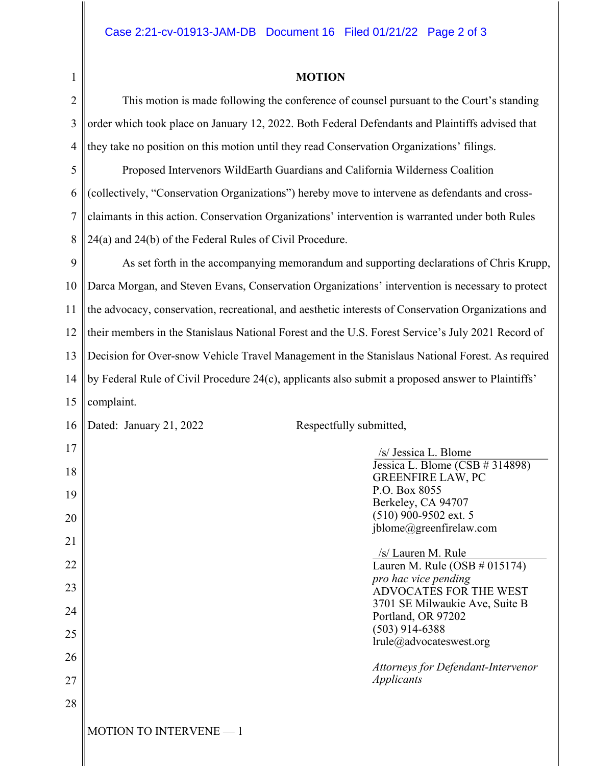# MOTION

This motion is made following the conference of counsel pursuant to the Court's standing order which took place on January 12, 2022. Both Federal Defendants and Plaintiffs advised that they take no position on this motion until they read Conservation Organizations' filings.

Proposed Intervenors WildEarth Guardians and California Wilderness Coalition (collectively, "Conservation Organizations") hereby move to intervene as defendants and cross-claimants in this action. Conservation Organizations' intervention is warranted under both Rules 24(a) and 24(b) of the Federal Rules of Civil Procedure.

As set forth in the accompanying memorandum and supporting declarations of Chris Krupp, Darca Morgan, and Steven Evans, Conservation Organizations' intervention is necessary to protect the advocacy, conservation, recreational, and aesthetic interests of Conservation Organizations and their members in the Stanislaus National Forest and the U.S. Forest Service's July 2021 Record of Decision for Over-snow Vehicle Travel Management in the Stanislaus National Forest. As required by Federal Rule of Civil Procedure 24(c), applicants also submit a proposed answer to Plaintiffs' complaint.

Dated: January 21, 2022

Respectfully submitted,

/s/ Jessica L. Blome
Jessica L. Blome (CSB # 314898)
GREENFIRE LAW, PC
P.O. Box 8055
Berkeley, CA 94707
(510) 900-9502 ext. 5
jblome@greenfirelaw.com

/s/ Lauren M. Rule
Lauren M. Rule (OSB # 015174)
*pro hac vice pending*
ADVOCATES FOR THE WEST
3701 SE Milwaukie Ave, Suite B
Portland, OR 97202
(503) 914-6388
lrule@advocateswest.org

*Attorneys for Defendant-Intervenor Applicants*

MOTION TO INTERVENE — 1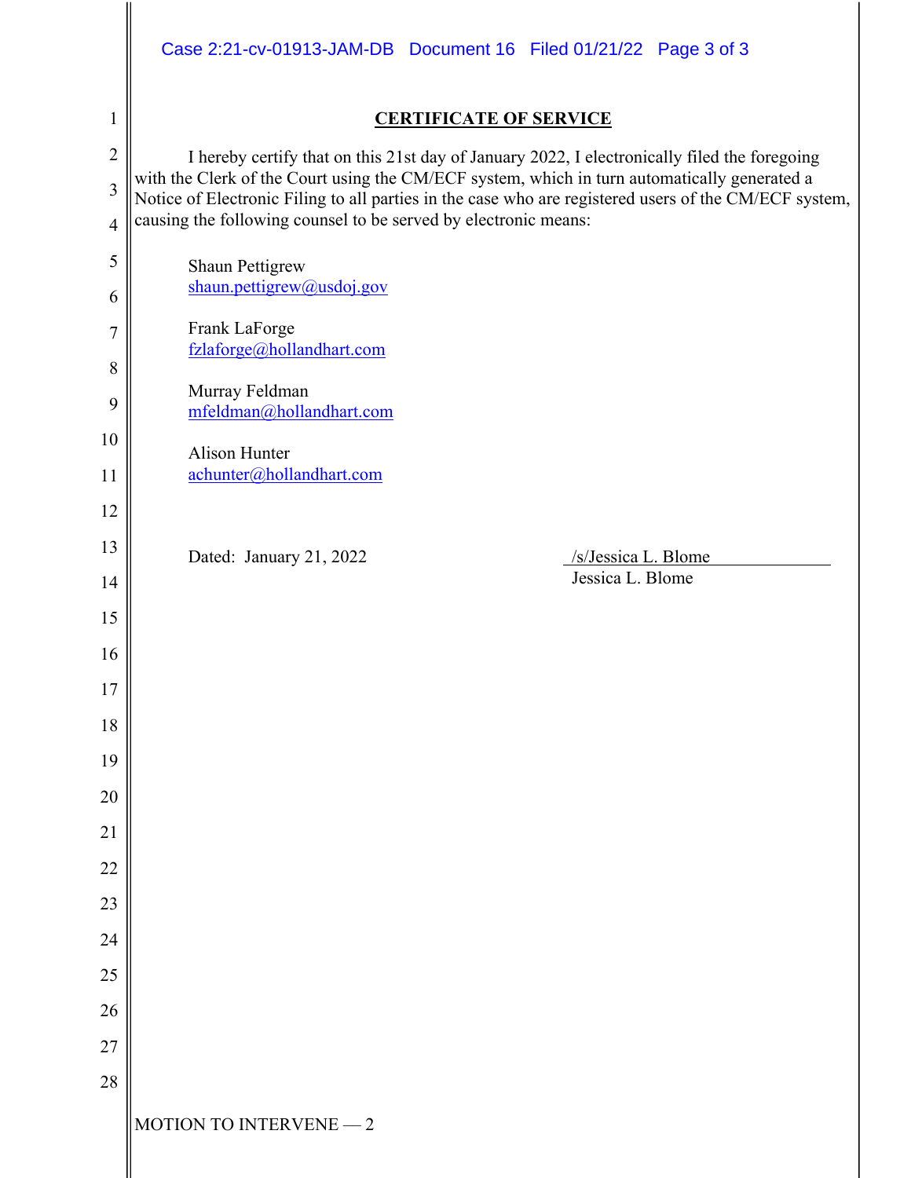**CERTIFICATE OF SERVICE**

I hereby certify that on this 21st day of January 2022, I electronically filed the foregoing with the Clerk of the Court using the CM/ECF system, which in turn automatically generated a Notice of Electronic Filing to all parties in the case who are registered users of the CM/ECF system, causing the following counsel to be served by electronic means:

Shaun Pettigrew
shaun.pettigrew@usdoj.gov

Frank LaForge
fzlaforge@hollandhart.com

Murray Feldman
mfeldman@hollandhart.com

Alison Hunter
achunter@hollandhart.com

Dated: January 21, 2022

/s/Jessica L. Blome
Jessica L. Blome

MOTION TO INTERVENE — 2